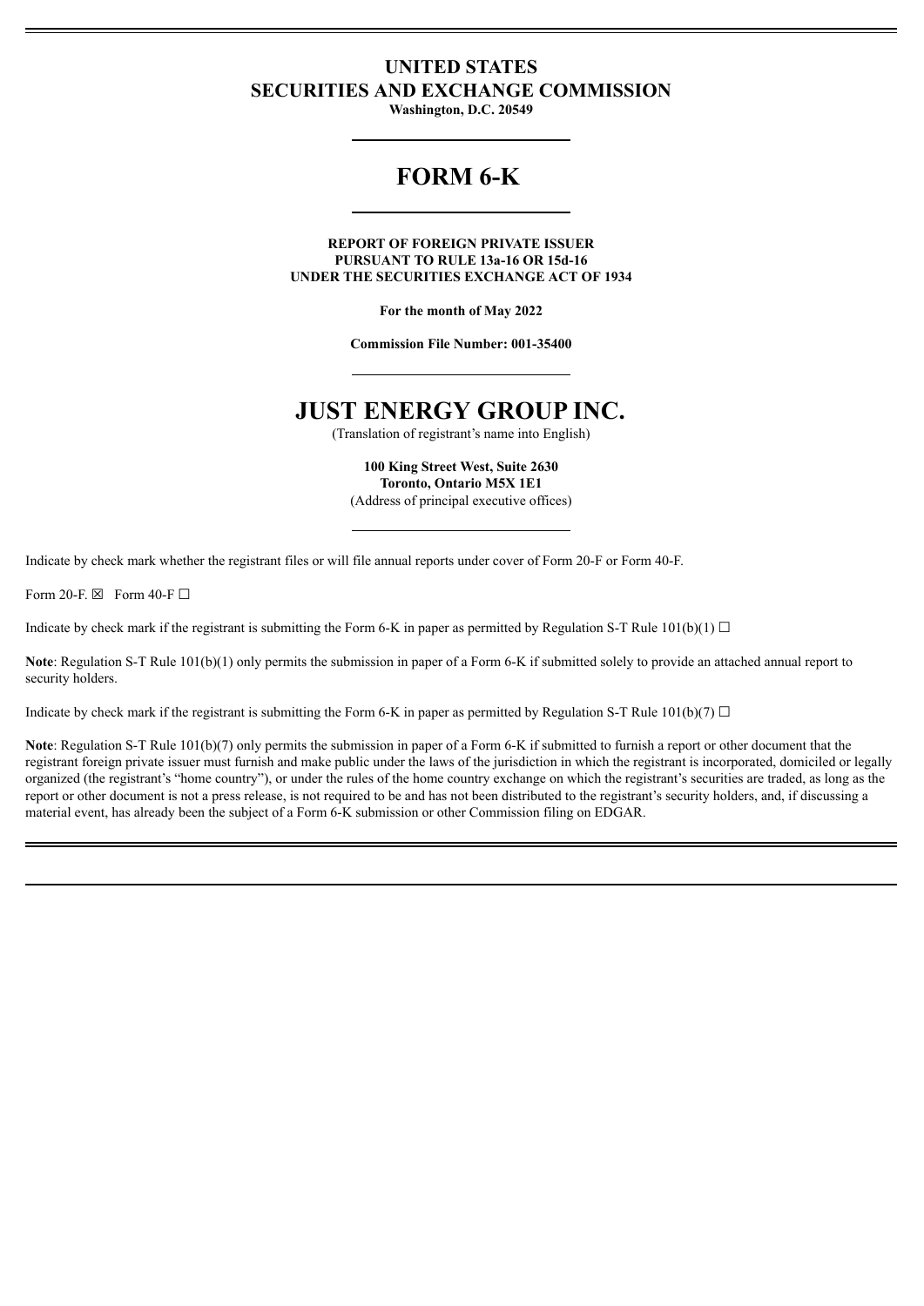# UNITED STATES
# SECURITIES AND EXCHANGE COMMISSION

**Washington, D.C. 20549**

# FORM 6-K

**REPORT OF FOREIGN PRIVATE ISSUER**
**PURSUANT TO RULE 13a-16 OR 15d-16**
**UNDER THE SECURITIES EXCHANGE ACT OF 1934**

**For the month of May 2022**

**Commission File Number: 001-35400**

# JUST ENERGY GROUP INC.

(Translation of registrant's name into English)

**100 King Street West, Suite 2630**
**Toronto, Ontario M5X 1E1**
(Address of principal executive offices)

Indicate by check mark whether the registrant files or will file annual reports under cover of Form 20-F or Form 40-F.

Form 20-F. ☒ Form 40-F ☐

Indicate by check mark if the registrant is submitting the Form 6-K in paper as permitted by Regulation S-T Rule 101(b)(1) ☐

**Note**: Regulation S-T Rule 101(b)(1) only permits the submission in paper of a Form 6-K if submitted solely to provide an attached annual report to security holders.

Indicate by check mark if the registrant is submitting the Form 6-K in paper as permitted by Regulation S-T Rule 101(b)(7) ☐

**Note**: Regulation S-T Rule 101(b)(7) only permits the submission in paper of a Form 6-K if submitted to furnish a report or other document that the registrant foreign private issuer must furnish and make public under the laws of the jurisdiction in which the registrant is incorporated, domiciled or legally organized (the registrant's "home country"), or under the rules of the home country exchange on which the registrant's securities are traded, as long as the report or other document is not a press release, is not required to be and has not been distributed to the registrant's security holders, and, if discussing a material event, has already been the subject of a Form 6-K submission or other Commission filing on EDGAR.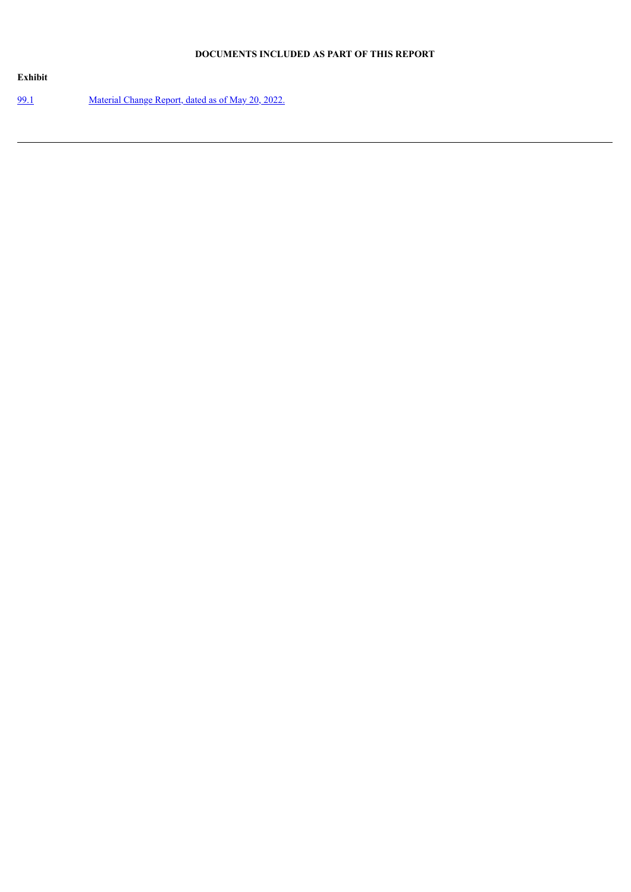**DOCUMENTS INCLUDED AS PART OF THIS REPORT**

**Exhibit**

| | |
|---|---|
| 99.1 | Material Change Report, dated as of May 20, 2022. |

---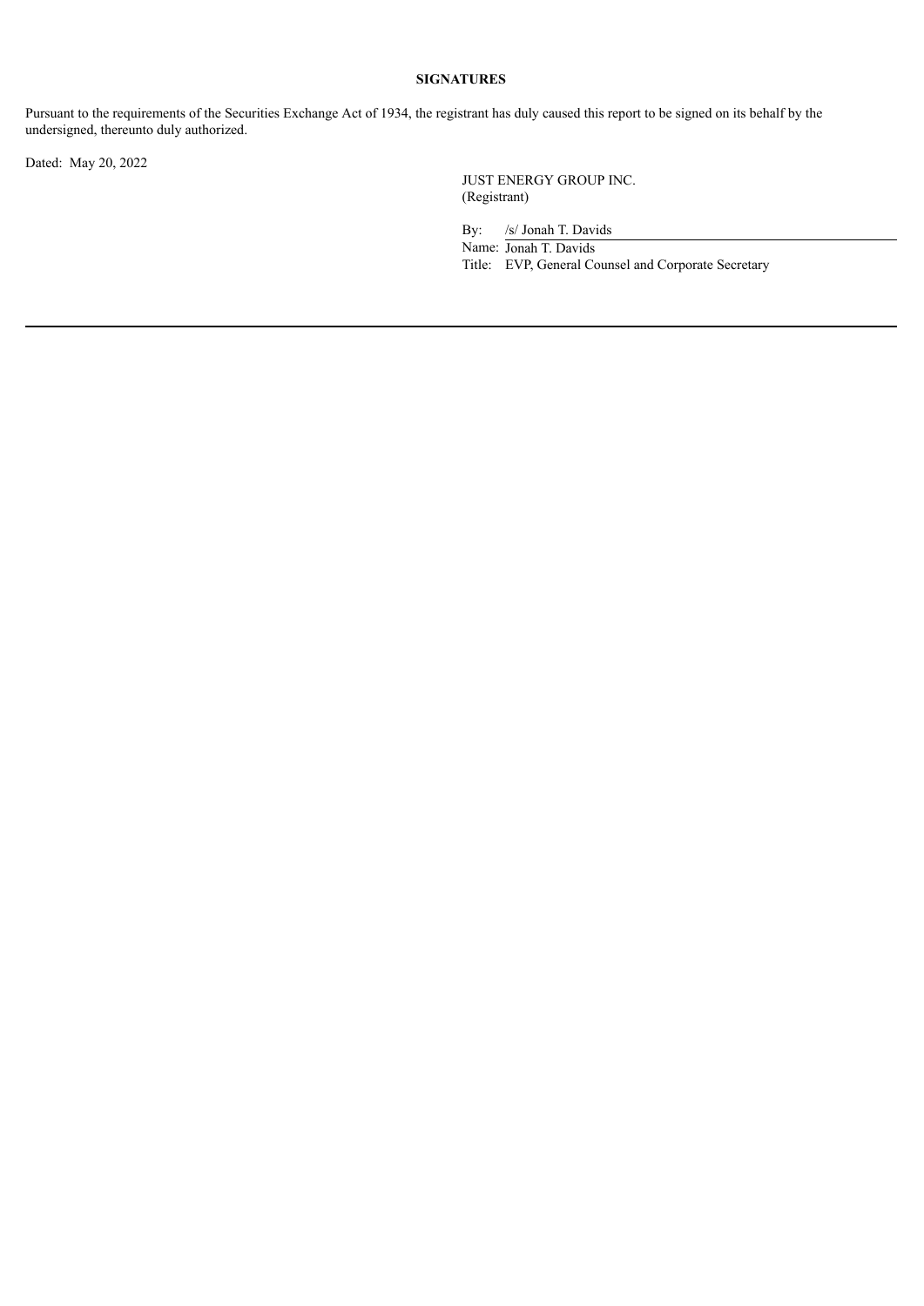**SIGNATURES**

Pursuant to the requirements of the Securities Exchange Act of 1934, the registrant has duly caused this report to be signed on its behalf by the undersigned, thereunto duly authorized.

Dated: May 20, 2022

JUST ENERGY GROUP INC.
(Registrant)

By: /s/ Jonah T. Davids
Name: Jonah T. Davids
Title: EVP, General Counsel and Corporate Secretary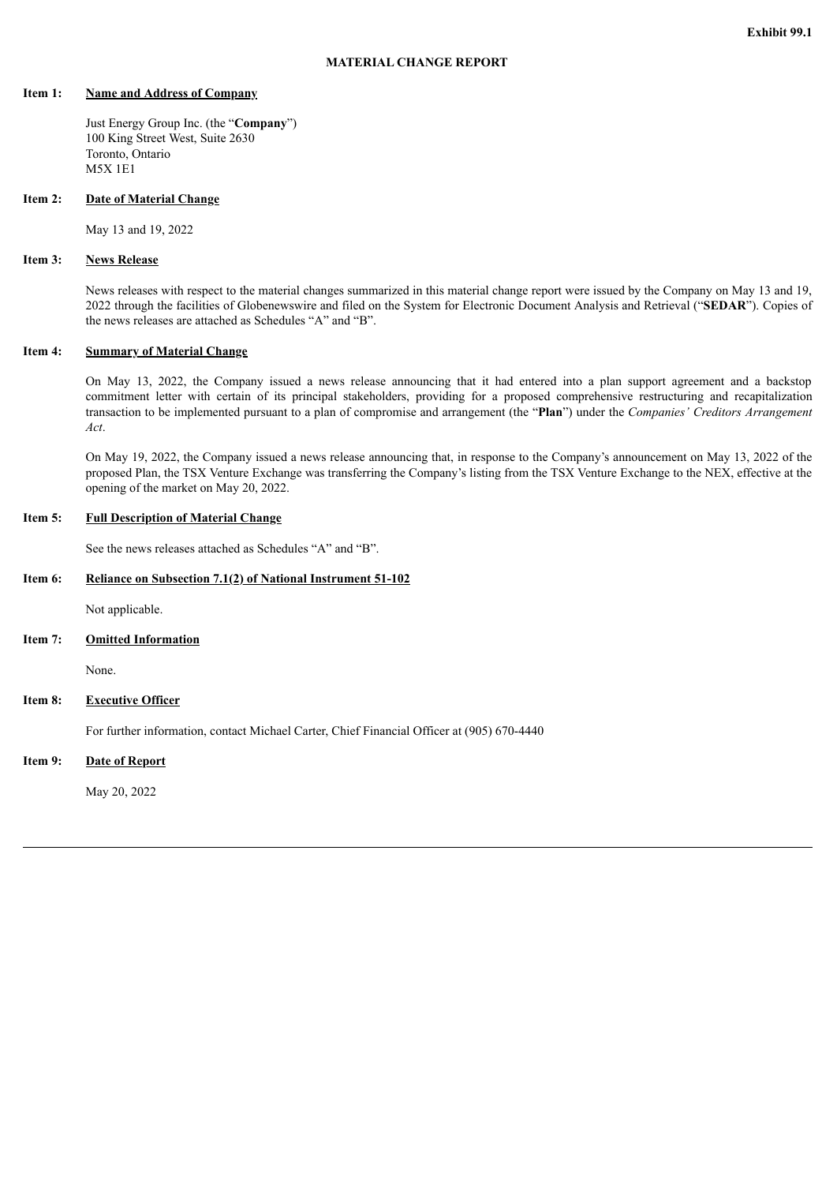**Exhibit 99.1**

# MATERIAL CHANGE REPORT

**Item 1: Name and Address of Company**

Just Energy Group Inc. (the "**Company**")
100 King Street West, Suite 2630
Toronto, Ontario
M5X 1E1

**Item 2: Date of Material Change**

May 13 and 19, 2022

**Item 3: News Release**

News releases with respect to the material changes summarized in this material change report were issued by the Company on May 13 and 19, 2022 through the facilities of Globenewswire and filed on the System for Electronic Document Analysis and Retrieval ("**SEDAR**"). Copies of the news releases are attached as Schedules "A" and "B".

**Item 4: Summary of Material Change**

On May 13, 2022, the Company issued a news release announcing that it had entered into a plan support agreement and a backstop commitment letter with certain of its principal stakeholders, providing for a proposed comprehensive restructuring and recapitalization transaction to be implemented pursuant to a plan of compromise and arrangement (the "**Plan**") under the *Companies' Creditors Arrangement Act*.

On May 19, 2022, the Company issued a news release announcing that, in response to the Company's announcement on May 13, 2022 of the proposed Plan, the TSX Venture Exchange was transferring the Company's listing from the TSX Venture Exchange to the NEX, effective at the opening of the market on May 20, 2022.

**Item 5: Full Description of Material Change**

See the news releases attached as Schedules "A" and "B".

**Item 6: Reliance on Subsection 7.1(2) of National Instrument 51-102**

Not applicable.

**Item 7: Omitted Information**

None.

**Item 8: Executive Officer**

For further information, contact Michael Carter, Chief Financial Officer at (905) 670-4440

**Item 9: Date of Report**

May 20, 2022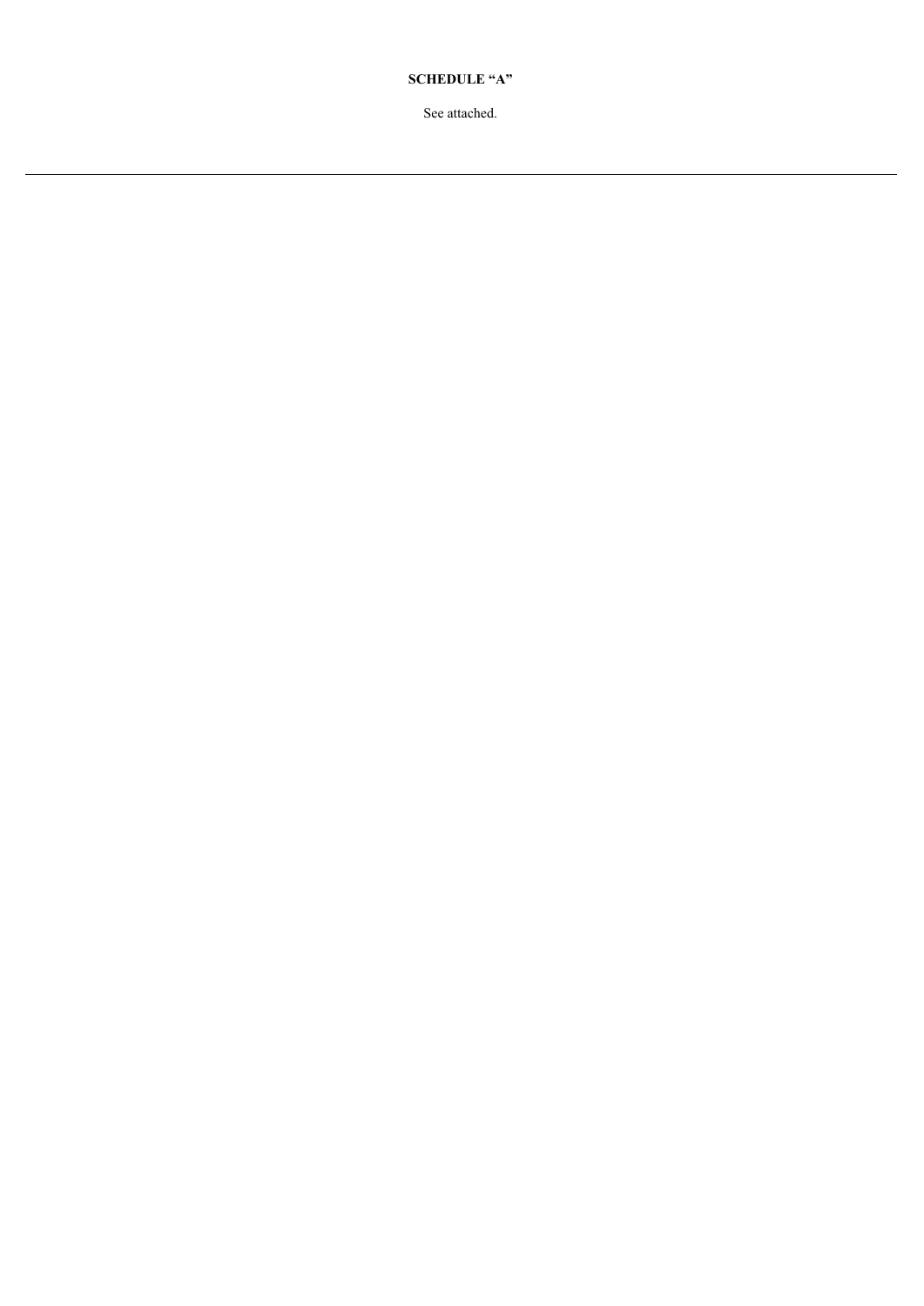**SCHEDULE "A"**

See attached.

---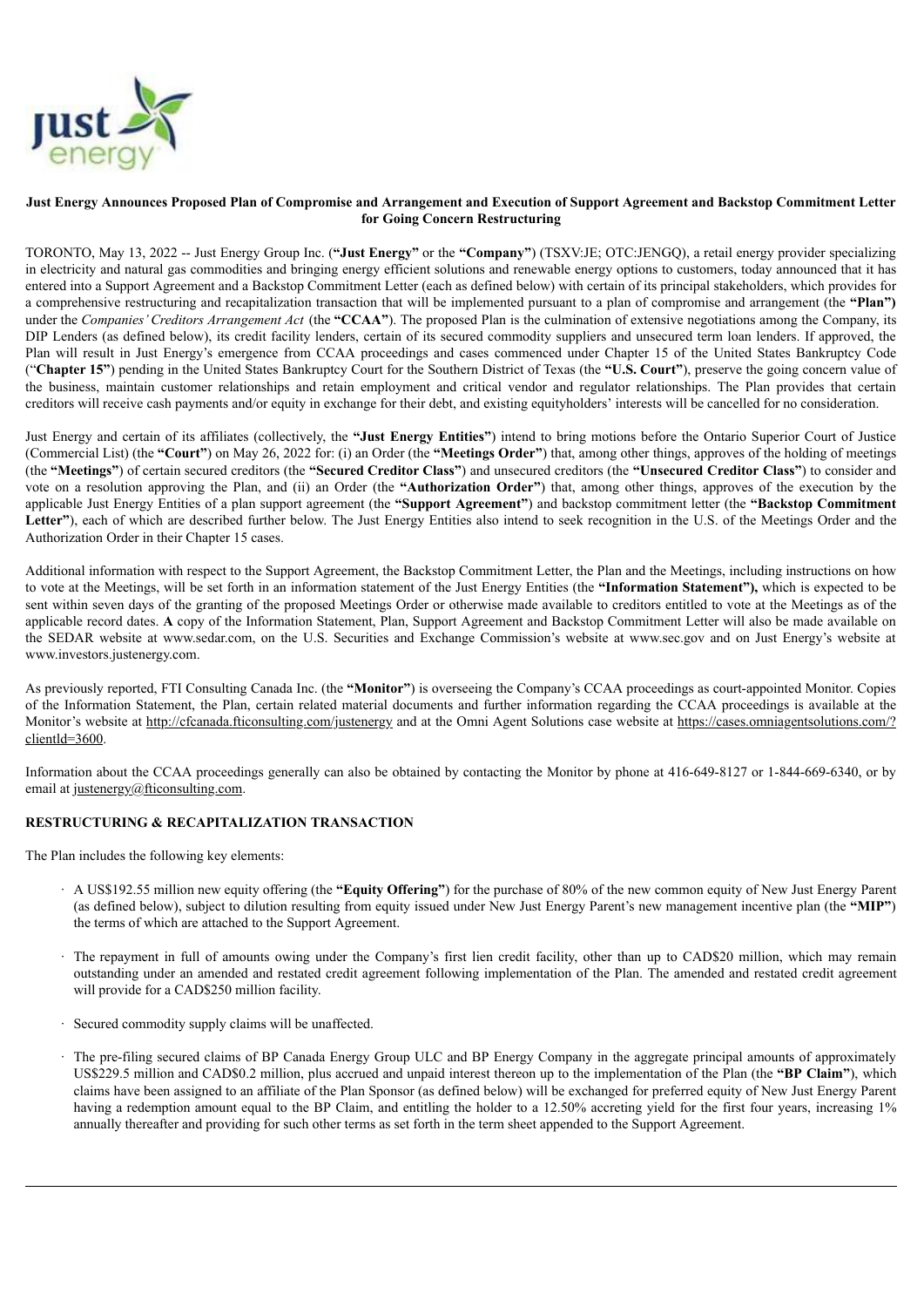**Just Energy Announces Proposed Plan of Compromise and Arrangement and Execution of Support Agreement and Backstop Commitment Letter for Going Concern Restructuring**

TORONTO, May 13, 2022 -- Just Energy Group Inc. (**"Just Energy"** or the **"Company"**) (TSXV:JE; OTC:JENGQ), a retail energy provider specializing in electricity and natural gas commodities and bringing energy efficient solutions and renewable energy options to customers, today announced that it has entered into a Support Agreement and a Backstop Commitment Letter (each as defined below) with certain of its principal stakeholders, which provides for a comprehensive restructuring and recapitalization transaction that will be implemented pursuant to a plan of compromise and arrangement (the **"Plan")** under the *Companies' Creditors Arrangement Act* (the **"CCAA"**). The proposed Plan is the culmination of extensive negotiations among the Company, its DIP Lenders (as defined below), its credit facility lenders, certain of its secured commodity suppliers and unsecured term loan lenders. If approved, the Plan will result in Just Energy's emergence from CCAA proceedings and cases commenced under Chapter 15 of the United States Bankruptcy Code ("**Chapter 15**") pending in the United States Bankruptcy Court for the Southern District of Texas (the **"U.S. Court"**), preserve the going concern value of the business, maintain customer relationships and retain employment and critical vendor and regulator relationships. The Plan provides that certain creditors will receive cash payments and/or equity in exchange for their debt, and existing equityholders' interests will be cancelled for no consideration.

Just Energy and certain of its affiliates (collectively, the **"Just Energy Entities"**) intend to bring motions before the Ontario Superior Court of Justice (Commercial List) (the **"Court"**) on May 26, 2022 for: (i) an Order (the **"Meetings Order"**) that, among other things, approves of the holding of meetings (the **"Meetings"**) of certain secured creditors (the **"Secured Creditor Class"**) and unsecured creditors (the **"Unsecured Creditor Class"**) to consider and vote on a resolution approving the Plan, and (ii) an Order (the **"Authorization Order"**) that, among other things, approves of the execution by the applicable Just Energy Entities of a plan support agreement (the **"Support Agreement"**) and backstop commitment letter (the **"Backstop Commitment Letter"**), each of which are described further below. The Just Energy Entities also intend to seek recognition in the U.S. of the Meetings Order and the Authorization Order in their Chapter 15 cases.

Additional information with respect to the Support Agreement, the Backstop Commitment Letter, the Plan and the Meetings, including instructions on how to vote at the Meetings, will be set forth in an information statement of the Just Energy Entities (the **"Information Statement"),** which is expected to be sent within seven days of the granting of the proposed Meetings Order or otherwise made available to creditors entitled to vote at the Meetings as of the applicable record dates. **A** copy of the Information Statement, Plan, Support Agreement and Backstop Commitment Letter will also be made available on the SEDAR website at www.sedar.com, on the U.S. Securities and Exchange Commission's website at www.sec.gov and on Just Energy's website at www.investors.justenergy.com.

As previously reported, FTI Consulting Canada Inc. (the **"Monitor"**) is overseeing the Company's CCAA proceedings as court-appointed Monitor. Copies of the Information Statement, the Plan, certain related material documents and further information regarding the CCAA proceedings is available at the Monitor's website at http://cfcanada.fticonsulting.com/justenergy and at the Omni Agent Solutions case website at https://cases.omniagentsolutions.com/?clientId=3600.

Information about the CCAA proceedings generally can also be obtained by contacting the Monitor by phone at 416-649-8127 or 1-844-669-6340, or by email at justenergy@fticonsulting.com.

**RESTRUCTURING & RECAPITALIZATION TRANSACTION**

The Plan includes the following key elements:

- A US$192.55 million new equity offering (the **"Equity Offering"**) for the purchase of 80% of the new common equity of New Just Energy Parent (as defined below), subject to dilution resulting from equity issued under New Just Energy Parent's new management incentive plan (the **"MIP"**) the terms of which are attached to the Support Agreement.

- The repayment in full of amounts owing under the Company's first lien credit facility, other than up to CAD$20 million, which may remain outstanding under an amended and restated credit agreement following implementation of the Plan. The amended and restated credit agreement will provide for a CAD$250 million facility.

- Secured commodity supply claims will be unaffected.

- The pre-filing secured claims of BP Canada Energy Group ULC and BP Energy Company in the aggregate principal amounts of approximately US$229.5 million and CAD$0.2 million, plus accrued and unpaid interest thereon up to the implementation of the Plan (the **"BP Claim"**), which claims have been assigned to an affiliate of the Plan Sponsor (as defined below) will be exchanged for preferred equity of New Just Energy Parent having a redemption amount equal to the BP Claim, and entitling the holder to a 12.50% accreting yield for the first four years, increasing 1% annually thereafter and providing for such other terms as set forth in the term sheet appended to the Support Agreement.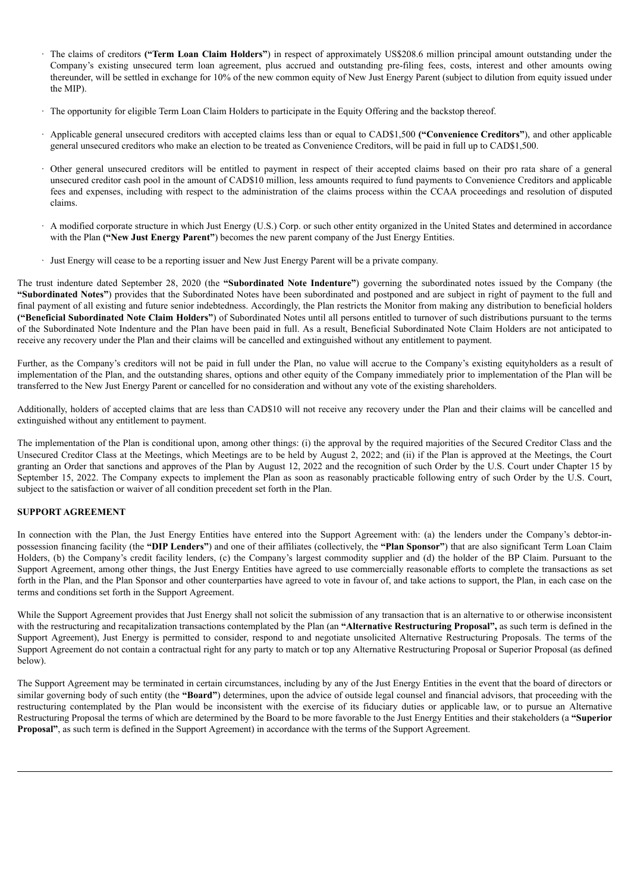- The claims of creditors **("Term Loan Claim Holders"**) in respect of approximately US$208.6 million principal amount outstanding under the Company's existing unsecured term loan agreement, plus accrued and outstanding pre-filing fees, costs, interest and other amounts owing thereunder, will be settled in exchange for 10% of the new common equity of New Just Energy Parent (subject to dilution from equity issued under the MIP).
- The opportunity for eligible Term Loan Claim Holders to participate in the Equity Offering and the backstop thereof.
- Applicable general unsecured creditors with accepted claims less than or equal to CAD$1,500 **("Convenience Creditors"**), and other applicable general unsecured creditors who make an election to be treated as Convenience Creditors, will be paid in full up to CAD$1,500.
- Other general unsecured creditors will be entitled to payment in respect of their accepted claims based on their pro rata share of a general unsecured creditor cash pool in the amount of CAD$10 million, less amounts required to fund payments to Convenience Creditors and applicable fees and expenses, including with respect to the administration of the claims process within the CCAA proceedings and resolution of disputed claims.
- A modified corporate structure in which Just Energy (U.S.) Corp. or such other entity organized in the United States and determined in accordance with the Plan **("New Just Energy Parent"**) becomes the new parent company of the Just Energy Entities.
- Just Energy will cease to be a reporting issuer and New Just Energy Parent will be a private company.

The trust indenture dated September 28, 2020 (the **"Subordinated Note Indenture"**) governing the subordinated notes issued by the Company (the **"Subordinated Notes"**) provides that the Subordinated Notes have been subordinated and postponed and are subject in right of payment to the full and final payment of all existing and future senior indebtedness. Accordingly, the Plan restricts the Monitor from making any distribution to beneficial holders **("Beneficial Subordinated Note Claim Holders"**) of Subordinated Notes until all persons entitled to turnover of such distributions pursuant to the terms of the Subordinated Note Indenture and the Plan have been paid in full. As a result, Beneficial Subordinated Note Claim Holders are not anticipated to receive any recovery under the Plan and their claims will be cancelled and extinguished without any entitlement to payment.

Further, as the Company's creditors will not be paid in full under the Plan, no value will accrue to the Company's existing equityholders as a result of implementation of the Plan, and the outstanding shares, options and other equity of the Company immediately prior to implementation of the Plan will be transferred to the New Just Energy Parent or cancelled for no consideration and without any vote of the existing shareholders.

Additionally, holders of accepted claims that are less than CAD$10 will not receive any recovery under the Plan and their claims will be cancelled and extinguished without any entitlement to payment.

The implementation of the Plan is conditional upon, among other things: (i) the approval by the required majorities of the Secured Creditor Class and the Unsecured Creditor Class at the Meetings, which Meetings are to be held by August 2, 2022; and (ii) if the Plan is approved at the Meetings, the Court granting an Order that sanctions and approves of the Plan by August 12, 2022 and the recognition of such Order by the U.S. Court under Chapter 15 by September 15, 2022. The Company expects to implement the Plan as soon as reasonably practicable following entry of such Order by the U.S. Court, subject to the satisfaction or waiver of all condition precedent set forth in the Plan.

**SUPPORT AGREEMENT**

In connection with the Plan, the Just Energy Entities have entered into the Support Agreement with: (a) the lenders under the Company's debtor-in-possession financing facility (the **"DIP Lenders"**) and one of their affiliates (collectively, the **"Plan Sponsor"**) that are also significant Term Loan Claim Holders, (b) the Company's credit facility lenders, (c) the Company's largest commodity supplier and (d) the holder of the BP Claim. Pursuant to the Support Agreement, among other things, the Just Energy Entities have agreed to use commercially reasonable efforts to complete the transactions as set forth in the Plan, and the Plan Sponsor and other counterparties have agreed to vote in favour of, and take actions to support, the Plan, in each case on the terms and conditions set forth in the Support Agreement.

While the Support Agreement provides that Just Energy shall not solicit the submission of any transaction that is an alternative to or otherwise inconsistent with the restructuring and recapitalization transactions contemplated by the Plan (an **"Alternative Restructuring Proposal",** as such term is defined in the Support Agreement), Just Energy is permitted to consider, respond to and negotiate unsolicited Alternative Restructuring Proposals. The terms of the Support Agreement do not contain a contractual right for any party to match or top any Alternative Restructuring Proposal or Superior Proposal (as defined below).

The Support Agreement may be terminated in certain circumstances, including by any of the Just Energy Entities in the event that the board of directors or similar governing body of such entity (the **"Board"**) determines, upon the advice of outside legal counsel and financial advisors, that proceeding with the restructuring contemplated by the Plan would be inconsistent with the exercise of its fiduciary duties or applicable law, or to pursue an Alternative Restructuring Proposal the terms of which are determined by the Board to be more favorable to the Just Energy Entities and their stakeholders (a **"Superior Proposal"**, as such term is defined in the Support Agreement) in accordance with the terms of the Support Agreement.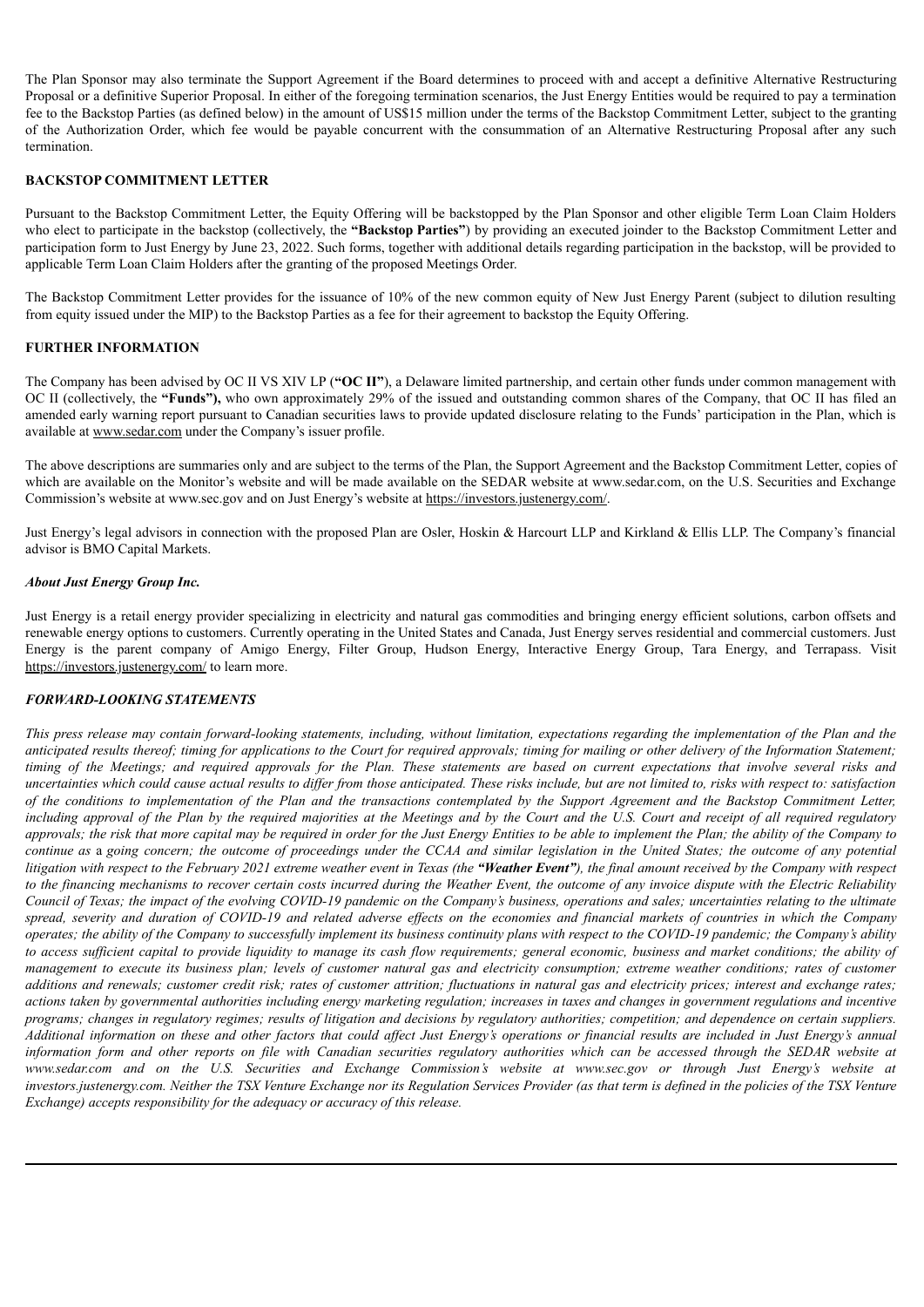The Plan Sponsor may also terminate the Support Agreement if the Board determines to proceed with and accept a definitive Alternative Restructuring Proposal or a definitive Superior Proposal. In either of the foregoing termination scenarios, the Just Energy Entities would be required to pay a termination fee to the Backstop Parties (as defined below) in the amount of US$15 million under the terms of the Backstop Commitment Letter, subject to the granting of the Authorization Order, which fee would be payable concurrent with the consummation of an Alternative Restructuring Proposal after any such termination.

**BACKSTOP COMMITMENT LETTER**

Pursuant to the Backstop Commitment Letter, the Equity Offering will be backstopped by the Plan Sponsor and other eligible Term Loan Claim Holders who elect to participate in the backstop (collectively, the **"Backstop Parties"**) by providing an executed joinder to the Backstop Commitment Letter and participation form to Just Energy by June 23, 2022. Such forms, together with additional details regarding participation in the backstop, will be provided to applicable Term Loan Claim Holders after the granting of the proposed Meetings Order.

The Backstop Commitment Letter provides for the issuance of 10% of the new common equity of New Just Energy Parent (subject to dilution resulting from equity issued under the MIP) to the Backstop Parties as a fee for their agreement to backstop the Equity Offering.

**FURTHER INFORMATION**

The Company has been advised by OC II VS XIV LP (**"OC II"**), a Delaware limited partnership, and certain other funds under common management with OC II (collectively, the **"Funds"),** who own approximately 29% of the issued and outstanding common shares of the Company, that OC II has filed an amended early warning report pursuant to Canadian securities laws to provide updated disclosure relating to the Funds' participation in the Plan, which is available at www.sedar.com under the Company's issuer profile.

The above descriptions are summaries only and are subject to the terms of the Plan, the Support Agreement and the Backstop Commitment Letter, copies of which are available on the Monitor's website and will be made available on the SEDAR website at www.sedar.com, on the U.S. Securities and Exchange Commission's website at www.sec.gov and on Just Energy's website at https://investors.justenergy.com/.

Just Energy's legal advisors in connection with the proposed Plan are Osler, Hoskin & Harcourt LLP and Kirkland & Ellis LLP. The Company's financial advisor is BMO Capital Markets.

***About Just Energy Group Inc.***

Just Energy is a retail energy provider specializing in electricity and natural gas commodities and bringing energy efficient solutions, carbon offsets and renewable energy options to customers. Currently operating in the United States and Canada, Just Energy serves residential and commercial customers. Just Energy is the parent company of Amigo Energy, Filter Group, Hudson Energy, Interactive Energy Group, Tara Energy, and Terrapass. Visit https://investors.justenergy.com/ to learn more.

***FORWARD-LOOKING STATEMENTS***

*This press release may contain forward-looking statements, including, without limitation, expectations regarding the implementation of the Plan and the anticipated results thereof; timing for applications to the Court for required approvals; timing for mailing or other delivery of the Information Statement; timing of the Meetings; and required approvals for the Plan. These statements are based on current expectations that involve several risks and uncertainties which could cause actual results to differ from those anticipated. These risks include, but are not limited to, risks with respect to: satisfaction of the conditions to implementation of the Plan and the transactions contemplated by the Support Agreement and the Backstop Commitment Letter, including approval of the Plan by the required majorities at the Meetings and by the Court and the U.S. Court and receipt of all required regulatory approvals; the risk that more capital may be required in order for the Just Energy Entities to be able to implement the Plan; the ability of the Company to continue as a going concern; the outcome of proceedings under the CCAA and similar legislation in the United States; the outcome of any potential litigation with respect to the February 2021 extreme weather event in Texas (the **"Weather Event")**, the final amount received by the Company with respect to the financing mechanisms to recover certain costs incurred during the Weather Event, the outcome of any invoice dispute with the Electric Reliability Council of Texas; the impact of the evolving COVID-19 pandemic on the Company's business, operations and sales; uncertainties relating to the ultimate spread, severity and duration of COVID-19 and related adverse effects on the economies and financial markets of countries in which the Company operates; the ability of the Company to successfully implement its business continuity plans with respect to the COVID-19 pandemic; the Company's ability to access sufficient capital to provide liquidity to manage its cash flow requirements; general economic, business and market conditions; the ability of management to execute its business plan; levels of customer natural gas and electricity consumption; extreme weather conditions; rates of customer additions and renewals; customer credit risk; rates of customer attrition; fluctuations in natural gas and electricity prices; interest and exchange rates; actions taken by governmental authorities including energy marketing regulation; increases in taxes and changes in government regulations and incentive programs; changes in regulatory regimes; results of litigation and decisions by regulatory authorities; competition; and dependence on certain suppliers. Additional information on these and other factors that could affect Just Energy's operations or financial results are included in Just Energy's annual information form and other reports on file with Canadian securities regulatory authorities which can be accessed through the SEDAR website at www.sedar.com and on the U.S. Securities and Exchange Commission's website at www.sec.gov or through Just Energy's website at investors.justenergy.com. Neither the TSX Venture Exchange nor its Regulation Services Provider (as that term is defined in the policies of the TSX Venture Exchange) accepts responsibility for the adequacy or accuracy of this release.*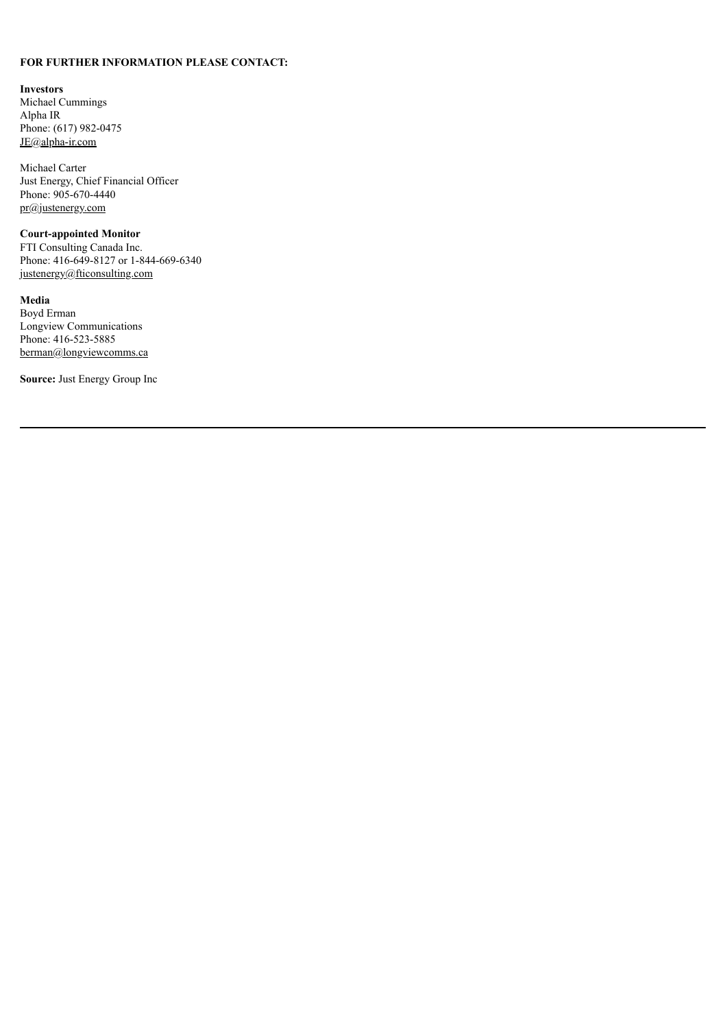**FOR FURTHER INFORMATION PLEASE CONTACT:**

**Investors**
Michael Cummings
Alpha IR
Phone: (617) 982-0475
JE@alpha-ir.com

Michael Carter
Just Energy, Chief Financial Officer
Phone: 905-670-4440
pr@justenergy.com

**Court-appointed Monitor**
FTI Consulting Canada Inc.
Phone: 416-649-8127 or 1-844-669-6340
justenergy@fticonsulting.com

**Media**
Boyd Erman
Longview Communications
Phone: 416-523-5885
berman@longviewcomms.ca

**Source:** Just Energy Group Inc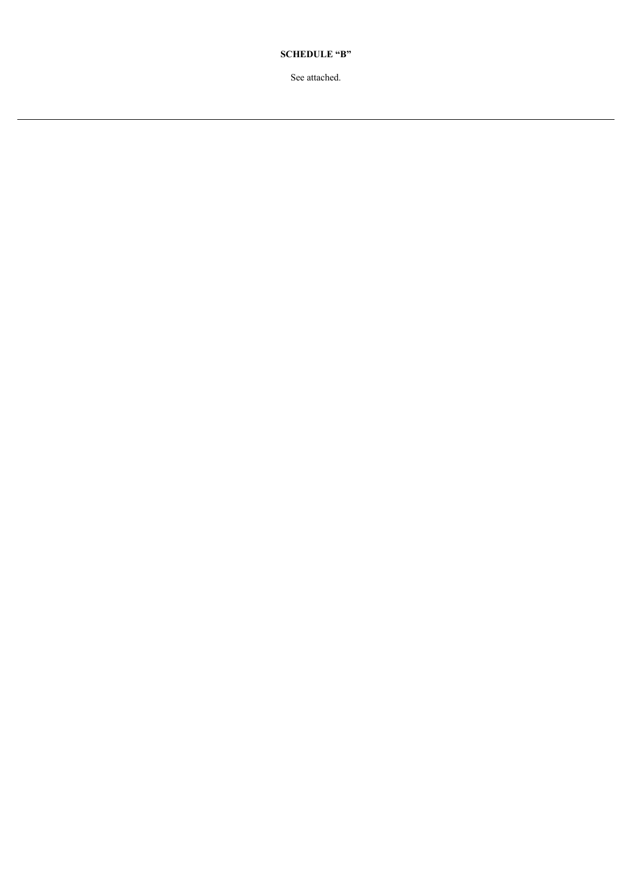**SCHEDULE "B"**

See attached.

---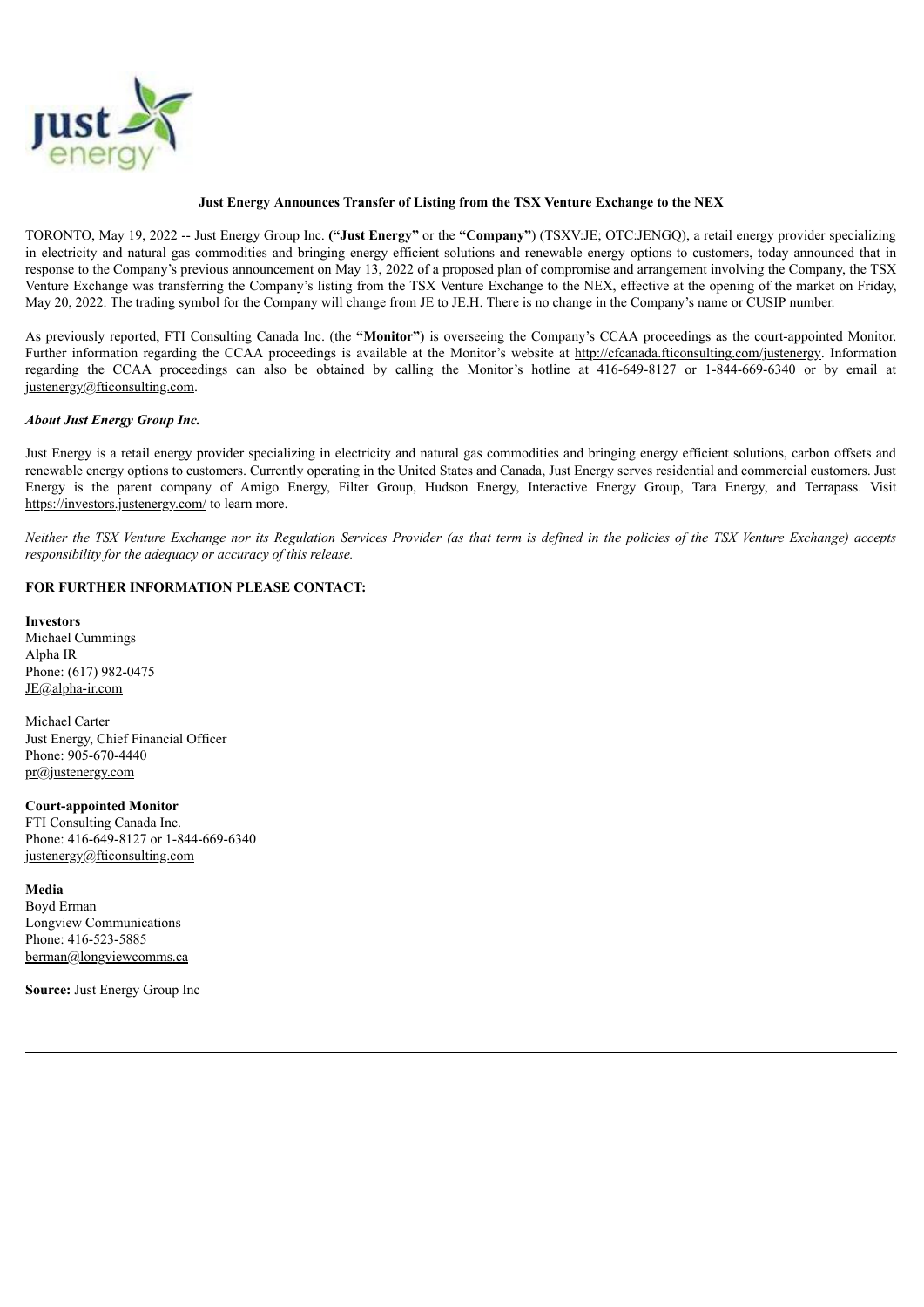**Just Energy Announces Transfer of Listing from the TSX Venture Exchange to the NEX**

TORONTO, May 19, 2022 -- Just Energy Group Inc. **("Just Energy"** or the **"Company"**) (TSXV:JE; OTC:JENGQ), a retail energy provider specializing in electricity and natural gas commodities and bringing energy efficient solutions and renewable energy options to customers, today announced that in response to the Company's previous announcement on May 13, 2022 of a proposed plan of compromise and arrangement involving the Company, the TSX Venture Exchange was transferring the Company's listing from the TSX Venture Exchange to the NEX, effective at the opening of the market on Friday, May 20, 2022. The trading symbol for the Company will change from JE to JE.H. There is no change in the Company's name or CUSIP number.

As previously reported, FTI Consulting Canada Inc. (the **"Monitor"**) is overseeing the Company's CCAA proceedings as the court-appointed Monitor. Further information regarding the CCAA proceedings is available at the Monitor's website at http://cfcanada.fticonsulting.com/justenergy. Information regarding the CCAA proceedings can also be obtained by calling the Monitor's hotline at 416-649-8127 or 1-844-669-6340 or by email at justenergy@fticonsulting.com.

***About Just Energy Group Inc.***

Just Energy is a retail energy provider specializing in electricity and natural gas commodities and bringing energy efficient solutions, carbon offsets and renewable energy options to customers. Currently operating in the United States and Canada, Just Energy serves residential and commercial customers. Just Energy is the parent company of Amigo Energy, Filter Group, Hudson Energy, Interactive Energy Group, Tara Energy, and Terrapass. Visit https://investors.justenergy.com/ to learn more.

*Neither the TSX Venture Exchange nor its Regulation Services Provider (as that term is defined in the policies of the TSX Venture Exchange) accepts responsibility for the adequacy or accuracy of this release.*

**FOR FURTHER INFORMATION PLEASE CONTACT:**

**Investors**
Michael Cummings
Alpha IR
Phone: (617) 982-0475
JE@alpha-ir.com

Michael Carter
Just Energy, Chief Financial Officer
Phone: 905-670-4440
pr@justenergy.com

**Court-appointed Monitor**
FTI Consulting Canada Inc.
Phone: 416-649-8127 or 1-844-669-6340
justenergy@fticonsulting.com

**Media**
Boyd Erman
Longview Communications
Phone: 416-523-5885
berman@longviewcomms.ca

**Source:** Just Energy Group Inc